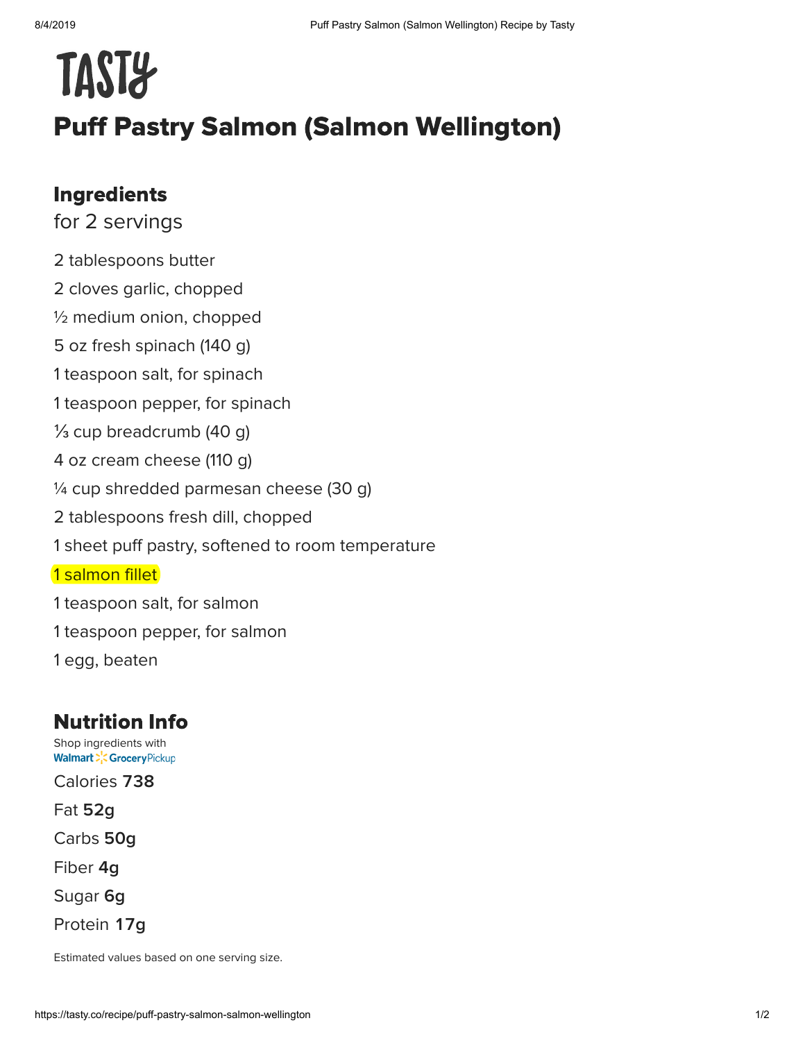TASTY

# Puff Pastry Salmon (Salmon Wellington)

## Ingredients

for 2 servings

2 tablespoons butter

2 cloves garlic, chopped

½ medium onion, chopped

5 oz fresh spinach (140 g)

1 teaspoon salt, for spinach

1 teaspoon pepper, for spinach

⅓ cup breadcrumb (40 g)

4 oz cream cheese (110 g)

¼ cup shredded parmesan cheese (30 g)

2 tablespoons fresh dill, chopped

1 sheet puff pastry, softened to room temperature

1 salmon fillet

1 teaspoon salt, for salmon

1 teaspoon pepper, for salmon

1 egg, beaten

## Nutrition Info

Shop ingredients with Walmart Grocery Pickup

Calories **738**

Fat **52g**

Carbs **50g**

Fiber **4g**

Sugar **6g**

Protein **17g**

Estimated values based on one serving size.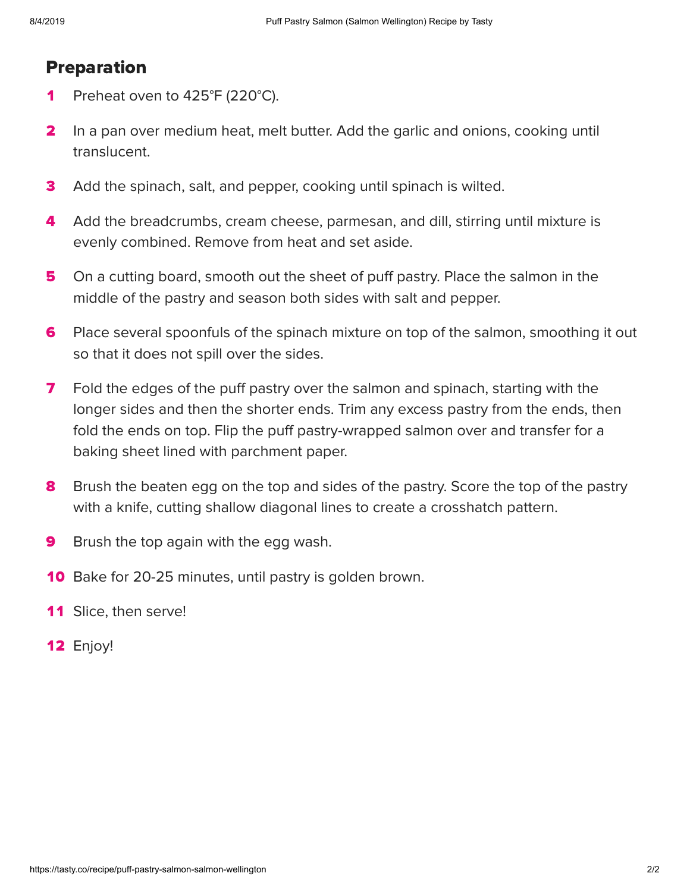## Preparation

1. Preheat oven to 425°F (220°C).
2. In a pan over medium heat, melt butter. Add the garlic and onions, cooking until translucent.
3. Add the spinach, salt, and pepper, cooking until spinach is wilted.
4. Add the breadcrumbs, cream cheese, parmesan, and dill, stirring until mixture is evenly combined. Remove from heat and set aside.
5. On a cutting board, smooth out the sheet of puff pastry. Place the salmon in the middle of the pastry and season both sides with salt and pepper.
6. Place several spoonfuls of the spinach mixture on top of the salmon, smoothing it out so that it does not spill over the sides.
7. Fold the edges of the puff pastry over the salmon and spinach, starting with the longer sides and then the shorter ends. Trim any excess pastry from the ends, then fold the ends on top. Flip the puff pastry-wrapped salmon over and transfer for a baking sheet lined with parchment paper.
8. Brush the beaten egg on the top and sides of the pastry. Score the top of the pastry with a knife, cutting shallow diagonal lines to create a crosshatch pattern.
9. Brush the top again with the egg wash.
10. Bake for 20-25 minutes, until pastry is golden brown.
11. Slice, then serve!
12. Enjoy!